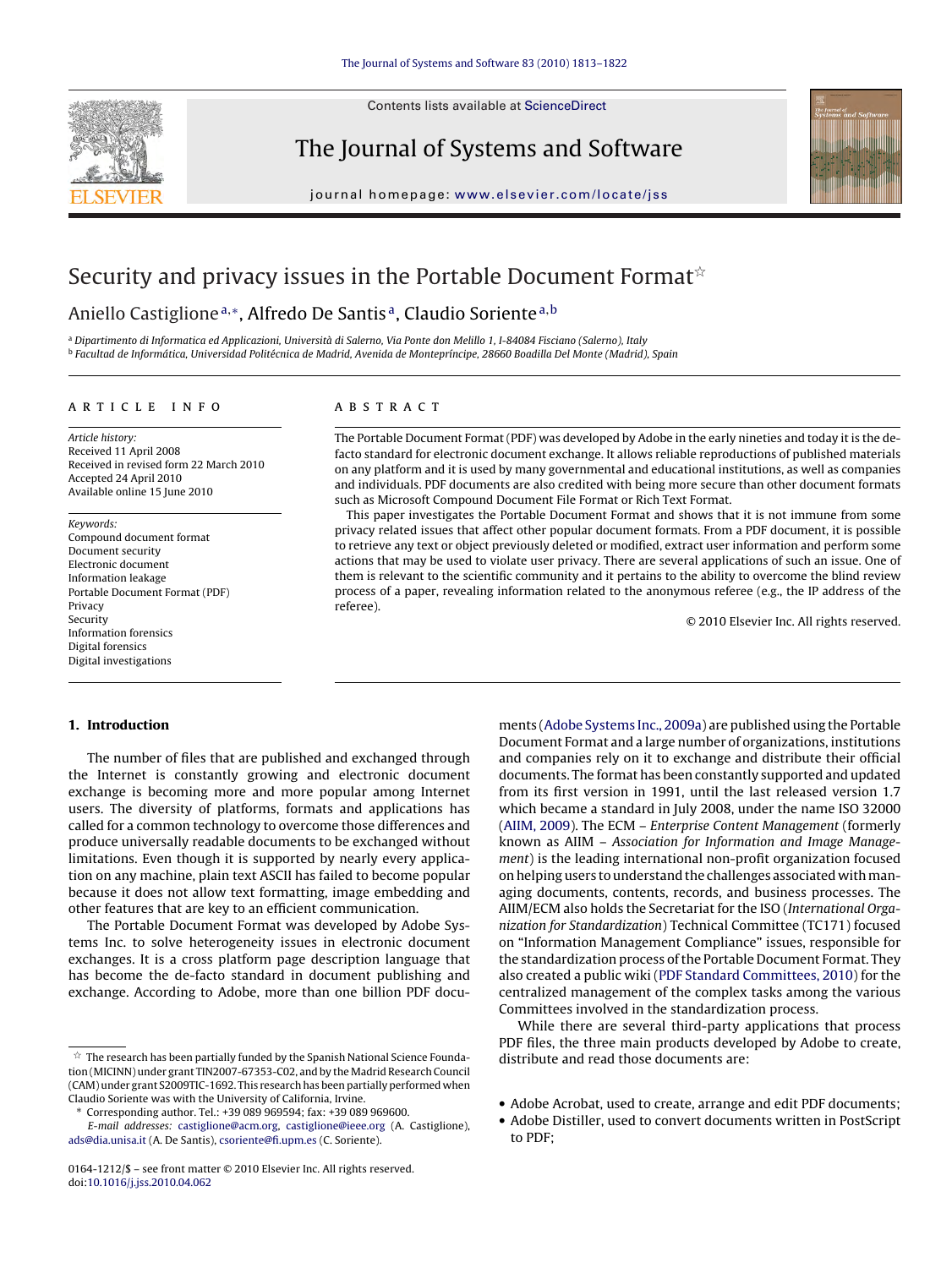# Security and privacy issues in the Portable Document Format☆

Aniello Castiglione[a,*], Alfredo De Santis[a], Claudio Soriente[a,b]

[a] Dipartimento di Informatica ed Applicazioni, Università di Salerno, Via Ponte don Melillo 1, I-84084 Fisciano (Salerno), Italy
[b] Facultad de Informática, Universidad Politécnica de Madrid, Avenida de Montepríncipe, 28660 Boadilla Del Monte (Madrid), Spain

## ARTICLE INFO

*Article history:*
Received 11 April 2008
Received in revised form 22 March 2010
Accepted 24 April 2010
Available online 15 June 2010

*Keywords:*
Compound document format
Document security
Electronic document
Information leakage
Portable Document Format (PDF)
Privacy
Security
Information forensics
Digital forensics
Digital investigations

## ABSTRACT

The Portable Document Format (PDF) was developed by Adobe in the early nineties and today it is the de-facto standard for electronic document exchange. It allows reliable reproductions of published materials on any platform and it is used by many governmental and educational institutions, as well as companies and individuals. PDF documents are also credited with being more secure than other document formats such as Microsoft Compound Document File Format or Rich Text Format.

This paper investigates the Portable Document Format and shows that it is not immune from some privacy related issues that affect other popular document formats. From a PDF document, it is possible to retrieve any text or object previously deleted or modified, extract user information and perform some actions that may be used to violate user privacy. There are several applications of such an issue. One of them is relevant to the scientific community and it pertains to the ability to overcome the blind review process of a paper, revealing information related to the anonymous referee (e.g., the IP address of the referee).

© 2010 Elsevier Inc. All rights reserved.

## 1. Introduction

The number of files that are published and exchanged through the Internet is constantly growing and electronic document exchange is becoming more and more popular among Internet users. The diversity of platforms, formats and applications has called for a common technology to overcome those differences and produce universally readable documents to be exchanged without limitations. Even though it is supported by nearly every application on any machine, plain text ASCII has failed to become popular because it does not allow text formatting, image embedding and other features that are key to an efficient communication.

The Portable Document Format was developed by Adobe Systems Inc. to solve heterogeneity issues in electronic document exchanges. It is a cross platform page description language that has become the de-facto standard in document publishing and exchange. According to Adobe, more than one billion PDF documents (Adobe Systems Inc., 2009a) are published using the Portable Document Format and a large number of organizations, institutions and companies rely on it to exchange and distribute their official documents. The format has been constantly supported and updated from its first version in 1991, until the last released version 1.7 which became a standard in July 2008, under the name ISO 32000 (AIIM, 2009). The ECM – *Enterprise Content Management* (formerly known as AIIM – *Association for Information and Image Management*) is the leading international non-profit organization focused on helping users to understand the challenges associated with managing documents, contents, records, and business processes. The AIIM/ECM also holds the Secretariat for the ISO (*International Organization for Standardization*) Technical Committee (TC171) focused on "Information Management Compliance" issues, responsible for the standardization process of the Portable Document Format. They also created a public wiki (PDF Standard Committees, 2010) for the centralized management of the complex tasks among the various Committees involved in the standardization process.

While there are several third-party applications that process PDF files, the three main products developed by Adobe to create, distribute and read those documents are:

- Adobe Acrobat, used to create, arrange and edit PDF documents;
- Adobe Distiller, used to convert documents written in PostScript to PDF;

---

☆ The research has been partially funded by the Spanish National Science Foundation (MICINN) under grant TIN2007-67353-C02, and by the Madrid Research Council (CAM) under grant S2009TIC-1692. This research has been partially performed when Claudio Soriente was with the University of California, Irvine.

\* Corresponding author. Tel.: +39 089 969594; fax: +39 089 969600.
*E-mail addresses:* castiglione@acm.org, castiglione@ieee.org (A. Castiglione), ads@dia.unisa.it (A. De Santis), csoriente@fi.upm.es (C. Soriente).

0164-1212/$ – see front matter © 2010 Elsevier Inc. All rights reserved.
doi:10.1016/j.jss.2010.04.062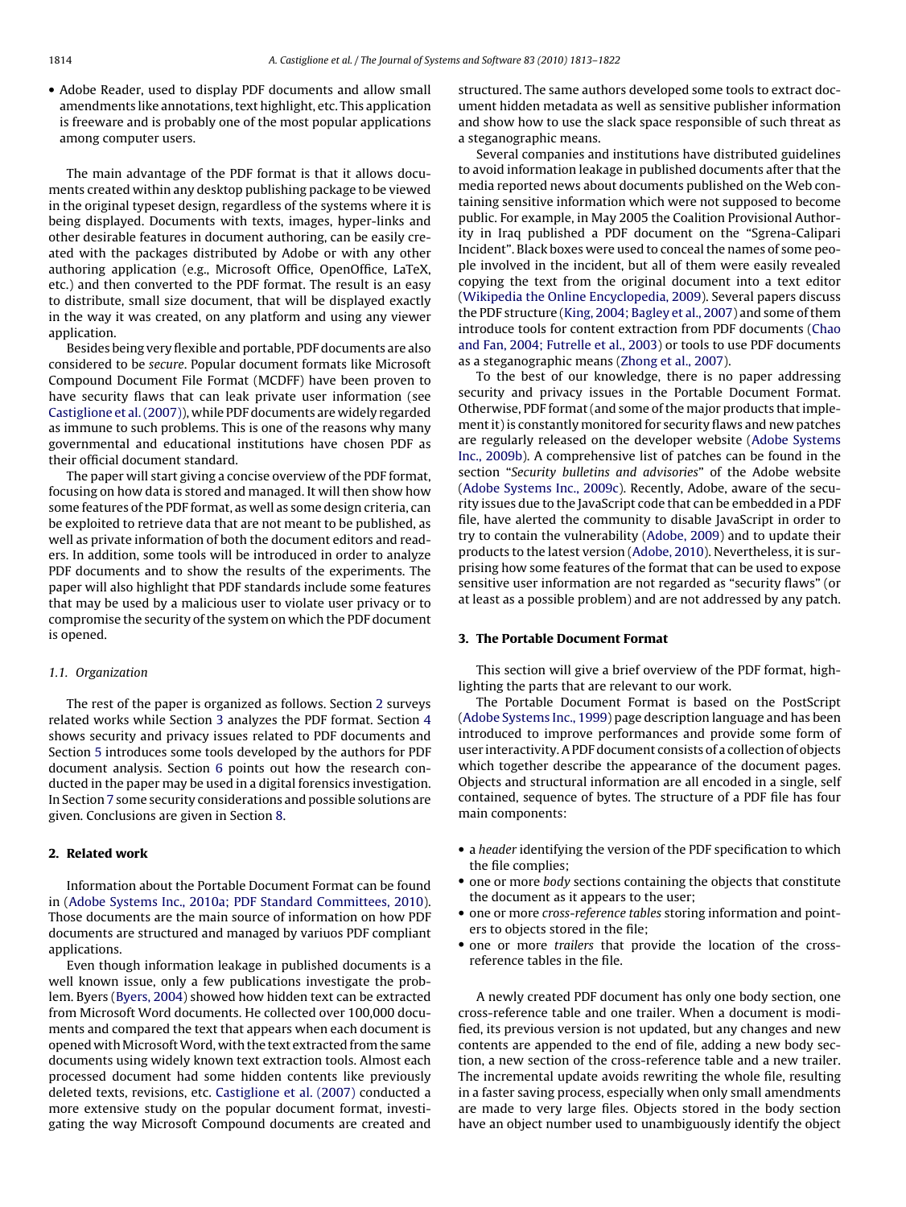- Adobe Reader, used to display PDF documents and allow small amendments like annotations, text highlight, etc. This application is freeware and is probably one of the most popular applications among computer users.

The main advantage of the PDF format is that it allows documents created within any desktop publishing package to be viewed in the original typeset design, regardless of the systems where it is being displayed. Documents with texts, images, hyper-links and other desirable features in document authoring, can be easily created with the packages distributed by Adobe or with any other authoring application (e.g., Microsoft Office, OpenOffice, LaTeX, etc.) and then converted to the PDF format. The result is an easy to distribute, small size document, that will be displayed exactly in the way it was created, on any platform and using any viewer application.

Besides being very flexible and portable, PDF documents are also considered to be *secure*. Popular document formats like Microsoft Compound Document File Format (MCDFF) have been proven to have security flaws that can leak private user information (see Castiglione et al. (2007)), while PDF documents are widely regarded as immune to such problems. This is one of the reasons why many governmental and educational institutions have chosen PDF as their official document standard.

The paper will start giving a concise overview of the PDF format, focusing on how data is stored and managed. It will then show how some features of the PDF format, as well as some design criteria, can be exploited to retrieve data that are not meant to be published, as well as private information of both the document editors and readers. In addition, some tools will be introduced in order to analyze PDF documents and to show the results of the experiments. The paper will also highlight that PDF standards include some features that may be used by a malicious user to violate user privacy or to compromise the security of the system on which the PDF document is opened.

### 1.1. Organization

The rest of the paper is organized as follows. Section 2 surveys related works while Section 3 analyzes the PDF format. Section 4 shows security and privacy issues related to PDF documents and Section 5 introduces some tools developed by the authors for PDF document analysis. Section 6 points out how the research conducted in the paper may be used in a digital forensics investigation. In Section 7 some security considerations and possible solutions are given. Conclusions are given in Section 8.

## 2. Related work

Information about the Portable Document Format can be found in (Adobe Systems Inc., 2010a; PDF Standard Committees, 2010). Those documents are the main source of information on how PDF documents are structured and managed by variuos PDF compliant applications.

Even though information leakage in published documents is a well known issue, only a few publications investigate the problem. Byers (Byers, 2004) showed how hidden text can be extracted from Microsoft Word documents. He collected over 100,000 documents and compared the text that appears when each document is opened with Microsoft Word, with the text extracted from the same documents using widely known text extraction tools. Almost each processed document had some hidden contents like previously deleted texts, revisions, etc. Castiglione et al. (2007) conducted a more extensive study on the popular document format, investigating the way Microsoft Compound documents are created and structured. The same authors developed some tools to extract document hidden metadata as well as sensitive publisher information and show how to use the slack space responsible of such threat as a steganographic means.

Several companies and institutions have distributed guidelines to avoid information leakage in published documents after that the media reported news about documents published on the Web containing sensitive information which were not supposed to become public. For example, in May 2005 the Coalition Provisional Authority in Iraq published a PDF document on the "Sgrena-Calipari Incident". Black boxes were used to conceal the names of some people involved in the incident, but all of them were easily revealed copying the text from the original document into a text editor (Wikipedia the Online Encyclopedia, 2009). Several papers discuss the PDF structure (King, 2004; Bagley et al., 2007) and some of them introduce tools for content extraction from PDF documents (Chao and Fan, 2004; Futrelle et al., 2003) or tools to use PDF documents as a steganographic means (Zhong et al., 2007).

To the best of our knowledge, there is no paper addressing security and privacy issues in the Portable Document Format. Otherwise, PDF format (and some of the major products that implement it) is constantly monitored for security flaws and new patches are regularly released on the developer website (Adobe Systems Inc., 2009b). A comprehensive list of patches can be found in the section "*Security bulletins and advisories*" of the Adobe website (Adobe Systems Inc., 2009c). Recently, Adobe, aware of the security issues due to the JavaScript code that can be embedded in a PDF file, have alerted the community to disable JavaScript in order to try to contain the vulnerability (Adobe, 2009) and to update their products to the latest version (Adobe, 2010). Nevertheless, it is surprising how some features of the format that can be used to expose sensitive user information are not regarded as "security flaws" (or at least as a possible problem) and are not addressed by any patch.

## 3. The Portable Document Format

This section will give a brief overview of the PDF format, highlighting the parts that are relevant to our work.

The Portable Document Format is based on the PostScript (Adobe Systems Inc., 1999) page description language and has been introduced to improve performances and provide some form of user interactivity. A PDF document consists of a collection of objects which together describe the appearance of the document pages. Objects and structural information are all encoded in a single, self contained, sequence of bytes. The structure of a PDF file has four main components:

- a *header* identifying the version of the PDF specification to which the file complies;
- one or more *body* sections containing the objects that constitute the document as it appears to the user;
- one or more *cross-reference tables* storing information and pointers to objects stored in the file;
- one or more *trailers* that provide the location of the cross-reference tables in the file.

A newly created PDF document has only one body section, one cross-reference table and one trailer. When a document is modified, its previous version is not updated, but any changes and new contents are appended to the end of file, adding a new body section, a new section of the cross-reference table and a new trailer. The incremental update avoids rewriting the whole file, resulting in a faster saving process, especially when only small amendments are made to very large files. Objects stored in the body section have an object number used to unambiguously identify the object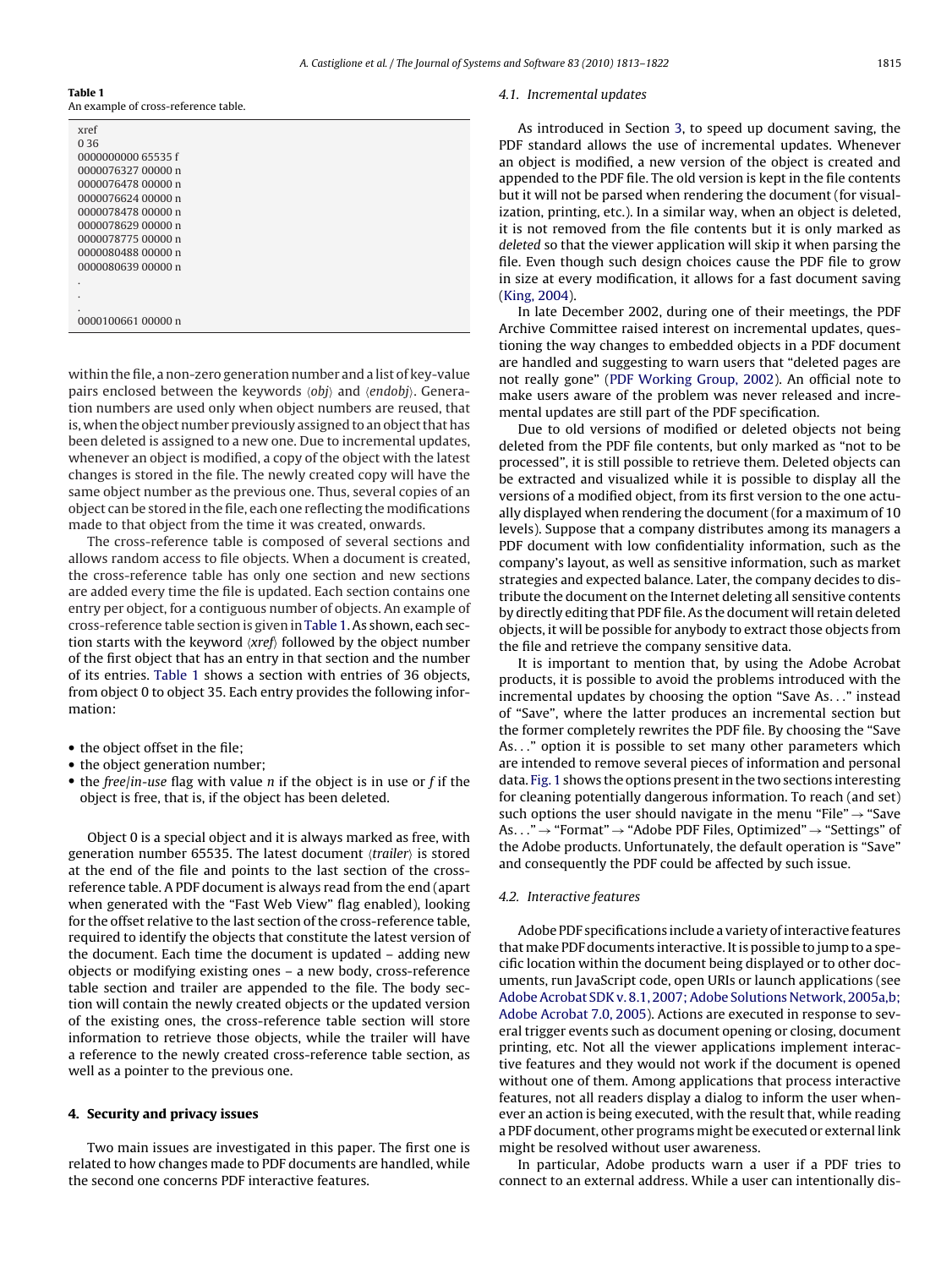**Table 1**
An example of cross-reference table.

```
xref
0 36
0000000000 65535 f
0000076327 00000 n
0000076478 00000 n
0000076624 00000 n
0000078478 00000 n
0000078629 00000 n
0000078775 00000 n
0000080488 00000 n
0000080639 00000 n
.
.
.
0000100661 00000 n
```

within the file, a non-zero generation number and a list of key-value pairs enclosed between the keywords ⟨*obj*⟩ and ⟨*endobj*⟩. Generation numbers are used only when object numbers are reused, that is, when the object number previously assigned to an object that has been deleted is assigned to a new one. Due to incremental updates, whenever an object is modified, a copy of the object with the latest changes is stored in the file. The newly created copy will have the same object number as the previous one. Thus, several copies of an object can be stored in the file, each one reflecting the modifications made to that object from the time it was created, onwards.

The cross-reference table is composed of several sections and allows random access to file objects. When a document is created, the cross-reference table has only one section and new sections are added every time the file is updated. Each section contains one entry per object, for a contiguous number of objects. An example of cross-reference table section is given in Table 1. As shown, each section starts with the keyword ⟨*xref*⟩ followed by the object number of the first object that has an entry in that section and the number of its entries. Table 1 shows a section with entries of 36 objects, from object 0 to object 35. Each entry provides the following information:

- the object offset in the file;
- the object generation number;
- the *free*/*in-use* flag with value *n* if the object is in use or *f* if the object is free, that is, if the object has been deleted.

Object 0 is a special object and it is always marked as free, with generation number 65535. The latest document ⟨*trailer*⟩ is stored at the end of the file and points to the last section of the cross-reference table. A PDF document is always read from the end (apart when generated with the "Fast Web View" flag enabled), looking for the offset relative to the last section of the cross-reference table, required to identify the objects that constitute the latest version of the document. Each time the document is updated – adding new objects or modifying existing ones – a new body, cross-reference table section and trailer are appended to the file. The body section will contain the newly created objects or the updated version of the existing ones, the cross-reference table section will store information to retrieve those objects, while the trailer will have a reference to the newly created cross-reference table section, as well as a pointer to the previous one.

## 4. Security and privacy issues

Two main issues are investigated in this paper. The first one is related to how changes made to PDF documents are handled, while the second one concerns PDF interactive features.

### 4.1. Incremental updates

As introduced in Section 3, to speed up document saving, the PDF standard allows the use of incremental updates. Whenever an object is modified, a new version of the object is created and appended to the PDF file. The old version is kept in the file contents but it will not be parsed when rendering the document (for visualization, printing, etc.). In a similar way, when an object is deleted, it is not removed from the file contents but it is only marked as *deleted* so that the viewer application will skip it when parsing the file. Even though such design choices cause the PDF file to grow in size at every modification, it allows for a fast document saving (King, 2004).

In late December 2002, during one of their meetings, the PDF Archive Committee raised interest on incremental updates, questioning the way changes to embedded objects in a PDF document are handled and suggesting to warn users that "deleted pages are not really gone" (PDF Working Group, 2002). An official note to make users aware of the problem was never released and incremental updates are still part of the PDF specification.

Due to old versions of modified or deleted objects not being deleted from the PDF file contents, but only marked as "not to be processed", it is still possible to retrieve them. Deleted objects can be extracted and visualized while it is possible to display all the versions of a modified object, from its first version to the one actually displayed when rendering the document (for a maximum of 10 levels). Suppose that a company distributes among its managers a PDF document with low confidentiality information, such as the company's layout, as well as sensitive information, such as market strategies and expected balance. Later, the company decides to distribute the document on the Internet deleting all sensitive contents by directly editing that PDF file. As the document will retain deleted objects, it will be possible for anybody to extract those objects from the file and retrieve the company sensitive data.

It is important to mention that, by using the Adobe Acrobat products, it is possible to avoid the problems introduced with the incremental updates by choosing the option "Save As..." instead of "Save", where the latter produces an incremental section but the former completely rewrites the PDF file. By choosing the "Save As..." option it is possible to set many other parameters which are intended to remove several pieces of information and personal data. Fig. 1 shows the options present in the two sections interesting for cleaning potentially dangerous information. To reach (and set) such options the user should navigate in the menu "File" → "Save As..." → "Format" → "Adobe PDF Files, Optimized" → "Settings" of the Adobe products. Unfortunately, the default operation is "Save" and consequently the PDF could be affected by such issue.

### 4.2. Interactive features

Adobe PDF specifications include a variety of interactive features that make PDF documents interactive. It is possible to jump to a specific location within the document being displayed or to other documents, run JavaScript code, open URIs or launch applications (see Adobe Acrobat SDK v. 8.1, 2007; Adobe Solutions Network, 2005a,b; Adobe Acrobat 7.0, 2005). Actions are executed in response to several trigger events such as document opening or closing, document printing, etc. Not all the viewer applications implement interactive features and they would not work if the document is opened without one of them. Among applications that process interactive features, not all readers display a dialog to inform the user whenever an action is being executed, with the result that, while reading a PDF document, other programs might be executed or external link might be resolved without user awareness.

In particular, Adobe products warn a user if a PDF tries to connect to an external address. While a user can intentionally dis-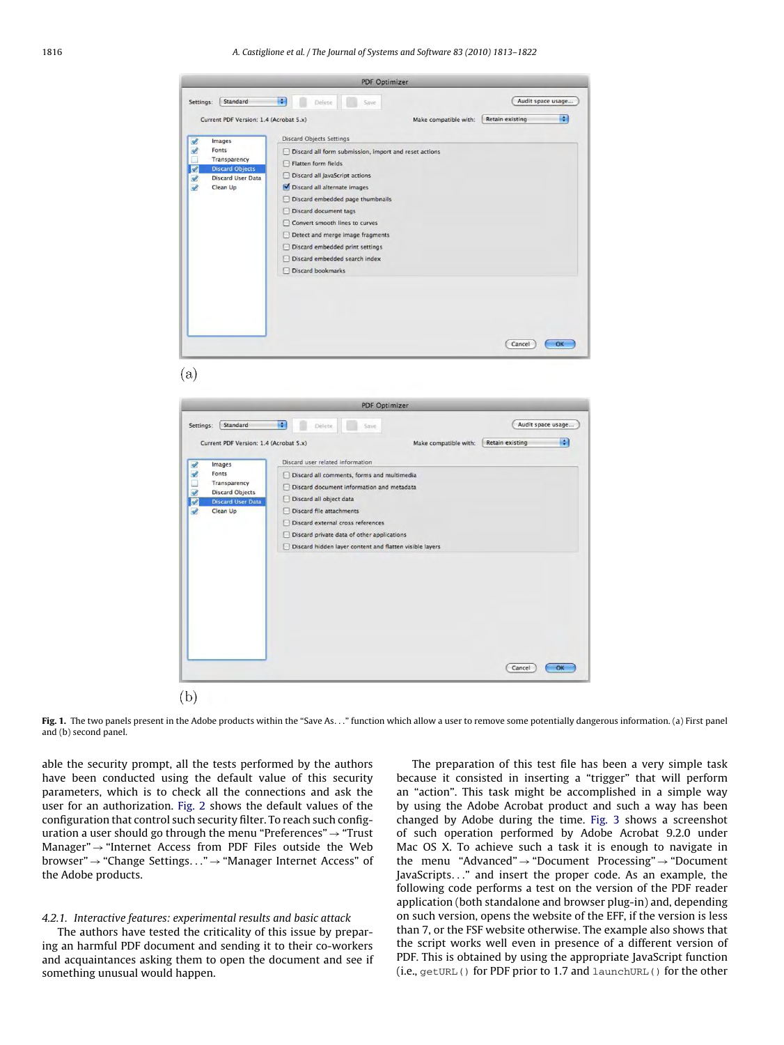Fig. 1. The two panels present in the Adobe products within the "Save As..." function which allow a user to remove some potentially dangerous information. (a) First panel and (b) second panel.

able the security prompt, all the tests performed by the authors have been conducted using the default value of this security parameters, which is to check all the connections and ask the user for an authorization. Fig. 2 shows the default values of the configuration that control such security filter. To reach such configuration a user should go through the menu "Preferences" → "Trust Manager" → "Internet Access from PDF Files outside the Web browser" → "Change Settings..." → "Manager Internet Access" of the Adobe products.

#### 4.2.1. Interactive features: experimental results and basic attack

The authors have tested the criticality of this issue by preparing an harmful PDF document and sending it to their co-workers and acquaintances asking them to open the document and see if something unusual would happen.

The preparation of this test file has been a very simple task because it consisted in inserting a "trigger" that will perform an "action". This task might be accomplished in a simple way by using the Adobe Acrobat product and such a way has been changed by Adobe during the time. Fig. 3 shows a screenshot of such operation performed by Adobe Acrobat 9.2.0 under Mac OS X. To achieve such a task it is enough to navigate in the menu "Advanced" → "Document Processing" → "Document JavaScripts..." and insert the proper code. As an example, the following code performs a test on the version of the PDF reader application (both standalone and browser plug-in) and, depending on such version, opens the website of the EFF, if the version is less than 7, or the FSF website otherwise. The example also shows that the script works well even in presence of a different version of PDF. This is obtained by using the appropriate JavaScript function (i.e., `getURL()` for PDF prior to 1.7 and `launchURL()` for the other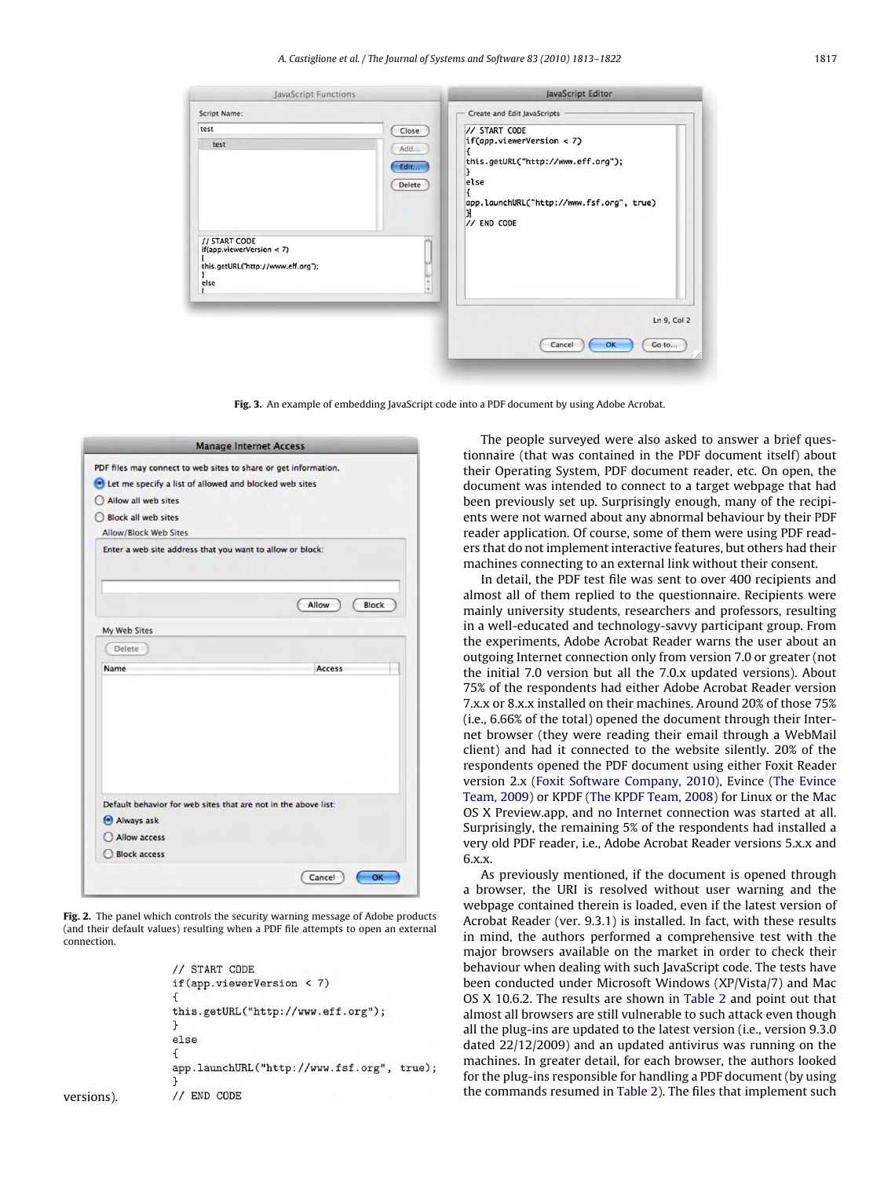Fig. 3. An example of embedding JavaScript code into a PDF document by using Adobe Acrobat.

Fig. 2. The panel which controls the security warning message of Adobe products (and their default values) resulting when a PDF file attempts to open an external connection.

```
// START CODE
if(app.viewerVersion < 7)
{
this.getURL("http://www.eff.org");
}
else
{
app.launchURL("http://www.fsf.org", true);
}
// END CODE
```

versions).

The people surveyed were also asked to answer a brief questionnaire (that was contained in the PDF document itself) about their Operating System, PDF document reader, etc. On open, the document was intended to connect to a target webpage that had been previously set up. Surprisingly enough, many of the recipients were not warned about any abnormal behaviour by their PDF reader application. Of course, some of them were using PDF readers that do not implement interactive features, but others had their machines connecting to an external link without their consent.

In detail, the PDF test file was sent to over 400 recipients and almost all of them replied to the questionnaire. Recipients were mainly university students, researchers and professors, resulting in a well-educated and technology-savvy participant group. From the experiments, Adobe Acrobat Reader warns the user about an outgoing Internet connection only from version 7.0 or greater (not the initial 7.0 version but all the 7.0.x updated versions). About 75% of the respondents had either Adobe Acrobat Reader version 7.x.x or 8.x.x installed on their machines. Around 20% of those 75% (i.e., 6.66% of the total) opened the document through their Internet browser (they were reading their email through a WebMail client) and had it connected to the website silently. 20% of the respondents opened the PDF document using either Foxit Reader version 2.x (Foxit Software Company, 2010), Evince (The Evince Team, 2009) or KPDF (The KPDF Team, 2008) for Linux or the Mac OS X Preview.app, and no Internet connection was started at all. Surprisingly, the remaining 5% of the respondents had installed a very old PDF reader, i.e., Adobe Acrobat Reader versions 5.x.x and 6.x.x.

As previously mentioned, if the document is opened through a browser, the URI is resolved without user warning and the webpage contained therein is loaded, even if the latest version of Acrobat Reader (ver. 9.3.1) is installed. In fact, with these results in mind, the authors performed a comprehensive test with the major browsers available on the market in order to check their behaviour when dealing with such JavaScript code. The tests have been conducted under Microsoft Windows (XP/Vista/7) and Mac OS X 10.6.2. The results are shown in Table 2 and point out that almost all browsers are still vulnerable to such attack even though all the plug-ins are updated to the latest version (i.e., version 9.3.0 dated 22/12/2009) and an updated antivirus was running on the machines. In greater detail, for each browser, the authors looked for the plug-ins responsible for handling a PDF document (by using the commands resumed in Table 2). The files that implement such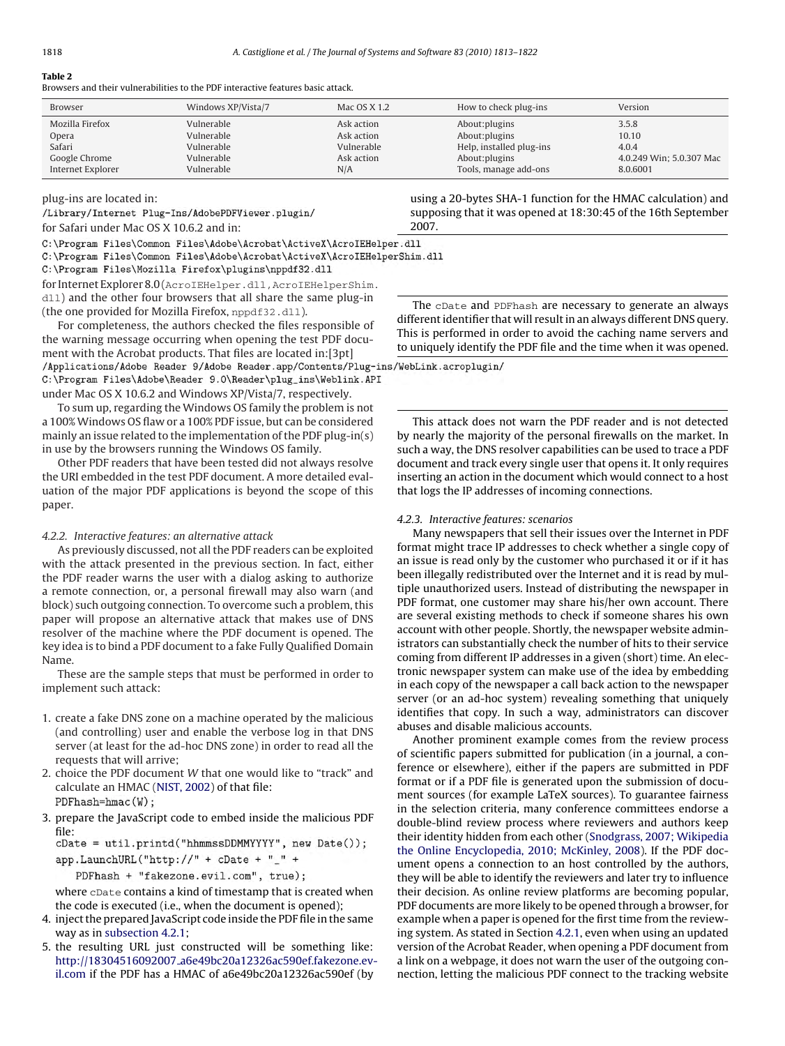**Table 2**
Browsers and their vulnerabilities to the PDF interactive features basic attack.

| Browser | Windows XP/Vista/7 | Mac OS X 1.2 | How to check plug-ins | Version |
|---|---|---|---|---|
| Mozilla Firefox | Vulnerable | Ask action | About:plugins | 3.5.8 |
| Opera | Vulnerable | Ask action | About:plugins | 10.10 |
| Safari | Vulnerable | Vulnerable | Help, installed plug-ins | 4.0.4 |
| Google Chrome | Vulnerable | Ask action | About:plugins | 4.0.249 Win; 5.0.307 Mac |
| Internet Explorer | Vulnerable | N/A | Tools, manage add-ons | 8.0.6001 |

plug-ins are located in:

`/Library/Internet Plug-Ins/AdobePDFViewer.plugin/`

for Safari under Mac OS X 10.6.2 and in:

```
C:\Program Files\Common Files\Adobe\Acrobat\ActiveX\AcroIEHelper.dll
C:\Program Files\Common Files\Adobe\Acrobat\ActiveX\AcroIEHelperShim.dll
C:\Program Files\Mozilla Firefox\plugins\nppdf32.dll
```

for Internet Explorer 8.0 (`AcroIEHelper.dll`, `AcroIEHelperShim.dll`) and the other four browsers that all share the same plug-in (the one provided for Mozilla Firefox, `nppdf32.dll`).

For completeness, the authors checked the files responsible of the warning message occurring when opening the test PDF document with the Acrobat products. That files are located in:[3pt]

```
/Applications/Adobe Reader 9/Adobe Reader.app/Contents/Plug-ins/WebLink.acroplugin/
C:\Program Files\Adobe\Reader 9.0\Reader\plug_ins\Weblink.API
```

under Mac OS X 10.6.2 and Windows XP/Vista/7, respectively.

To sum up, regarding the Windows OS family the problem is not a 100% Windows OS flaw or a 100% PDF issue, but can be considered mainly an issue related to the implementation of the PDF plug-in(s) in use by the browsers running the Windows OS family.

Other PDF readers that have been tested did not always resolve the URI embedded in the test PDF document. A more detailed evaluation of the major PDF applications is beyond the scope of this paper.

### 4.2.2. Interactive features: an alternative attack

As previously discussed, not all the PDF readers can be exploited with the attack presented in the previous section. In fact, either the PDF reader warns the user with a dialog asking to authorize a remote connection, or, a personal firewall may also warn (and block) such outgoing connection. To overcome such a problem, this paper will propose an alternative attack that makes use of DNS resolver of the machine where the PDF document is opened. The key idea is to bind a PDF document to a fake Fully Qualified Domain Name.

These are the sample steps that must be performed in order to implement such attack:

1. create a fake DNS zone on a machine operated by the malicious (and controlling) user and enable the verbose log in that DNS server (at least for the ad-hoc DNS zone) in order to read all the requests that will arrive;
2. choice the PDF document *W* that one would like to "track" and calculate an HMAC (NIST, 2002) of that file:
   `PDFhash=hmac(W);`
3. prepare the JavaScript code to embed inside the malicious PDF file:
   ```
   cDate = util.printd("hhmmssDDMMYYYY", new Date());
   app.LaunchURL("http://" + cDate + "_" +
       PDFhash + "fakezone.evil.com", true);
   ```
   where `cDate` contains a kind of timestamp that is created when the code is executed (i.e., when the document is opened);
4. inject the prepared JavaScript code inside the PDF file in the same way as in subsection 4.2.1;
5. the resulting URL just constructed will be something like: http://18304516092007_a6e49bc20a12326ac590ef.fakezone.evil.com if the PDF has a HMAC of a6e49bc20a12326ac590ef (by using a 20-bytes SHA-1 function for the HMAC calculation) and supposing that it was opened at 18:30:45 of the 16th September 2007.

The `cDate` and `PDFhash` are necessary to generate an always different identifier that will result in an always different DNS query. This is performed in order to avoid the caching name servers and to uniquely identify the PDF file and the time when it was opened.

This attack does not warn the PDF reader and is not detected by nearly the majority of the personal firewalls on the market. In such a way, the DNS resolver capabilities can be used to trace a PDF document and track every single user that opens it. It only requires inserting an action in the document which would connect to a host that logs the IP addresses of incoming connections.

### 4.2.3. Interactive features: scenarios

Many newspapers that sell their issues over the Internet in PDF format might trace IP addresses to check whether a single copy of an issue is read only by the customer who purchased it or if it has been illegally redistributed over the Internet and it is read by multiple unauthorized users. Instead of distributing the newspaper in PDF format, one customer may share his/her own account. There are several existing methods to check if someone shares his own account with other people. Shortly, the newspaper website administrators can substantially check the number of hits to their service coming from different IP addresses in a given (short) time. An electronic newspaper system can make use of the idea by embedding in each copy of the newspaper a call back action to the newspaper server (or an ad-hoc system) revealing something that uniquely identifies that copy. In such a way, administrators can discover abuses and disable malicious accounts.

Another prominent example comes from the review process of scientific papers submitted for publication (in a journal, a conference or elsewhere), either if the papers are submitted in PDF format or if a PDF file is generated upon the submission of document sources (for example LaTeX sources). To guarantee fairness in the selection criteria, many conference committees endorse a double-blind review process where reviewers and authors keep their identity hidden from each other (Snodgrass, 2007; Wikipedia the Online Encyclopedia, 2010; McKinley, 2008). If the PDF document opens a connection to an host controlled by the authors, they will be able to identify the reviewers and later try to influence their decision. As online review platforms are becoming popular, PDF documents are more likely to be opened through a browser, for example when a paper is opened for the first time from the reviewing system. As stated in Section 4.2.1, even when using an updated version of the Acrobat Reader, when opening a PDF document from a link on a webpage, it does not warn the user of the outgoing connection, letting the malicious PDF connect to the tracking website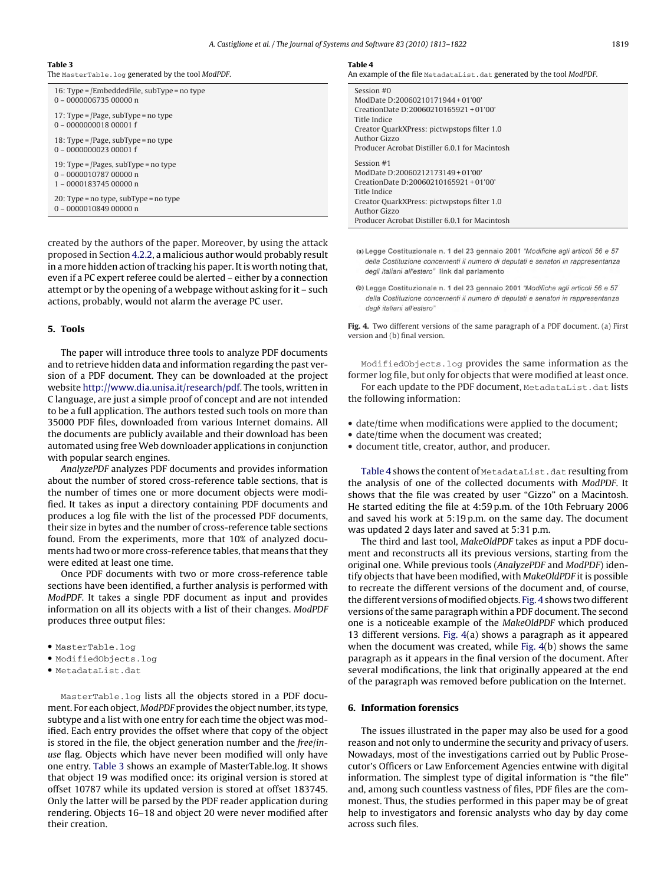**Table 3**
The `MasterTable.log` generated by the tool *ModPDF*.

```
16: Type = /EmbeddedFile, subType = no type
0 – 0000006735 00000 n

17: Type = /Page, subType = no type
0 – 0000000018 00001 f

18: Type = /Page, subType = no type
0 – 0000000023 00001 f

19: Type = /Pages, subType = no type
0 – 0000010787 00000 n
1 – 0000183745 00000 n

20: Type = no type, subType = no type
0 – 0000010849 00000 n
```

created by the authors of the paper. Moreover, by using the attack proposed in Section 4.2.2, a malicious author would probably result in a more hidden action of tracking his paper. It is worth noting that, even if a PC expert referee could be alerted – either by a connection attempt or by the opening of a webpage without asking for it – such actions, probably, would not alarm the average PC user.

## 5. Tools

The paper will introduce three tools to analyze PDF documents and to retrieve hidden data and information regarding the past version of a PDF document. They can be downloaded at the project website http://www.dia.unisa.it/research/pdf. The tools, written in C language, are just a simple proof of concept and are not intended to be a full application. The authors tested such tools on more than 35000 PDF files, downloaded from various Internet domains. All the documents are publicly available and their download has been automated using free Web downloader applications in conjunction with popular search engines.

*AnalyzePDF* analyzes PDF documents and provides information about the number of stored cross-reference table sections, that is the number of times one or more document objects were modified. It takes as input a directory containing PDF documents and produces a log file with the list of the processed PDF documents, their size in bytes and the number of cross-reference table sections found. From the experiments, more that 10% of analyzed documents had two or more cross-reference tables, that means that they were edited at least one time.

Once PDF documents with two or more cross-reference table sections have been identified, a further analysis is performed with *ModPDF*. It takes a single PDF document as input and provides information on all its objects with a list of their changes. *ModPDF* produces three output files:

- `MasterTable.log`
- `ModifiedObjects.log`
- `MetadataList.dat`

`MasterTable.log` lists all the objects stored in a PDF document. For each object, *ModPDF* provides the object number, its type, subtype and a list with one entry for each time the object was modified. Each entry provides the offset where that copy of the object is stored in the file, the object generation number and the *free/in-use* flag. Objects which have never been modified will only have one entry. Table 3 shows an example of MasterTable.log. It shows that object 19 was modified once: its original version is stored at offset 10787 while its updated version is stored at offset 183745. Only the latter will be parsed by the PDF reader application during rendering. Objects 16–18 and object 20 were never modified after their creation.

**Table 4**
An example of the file `MetadataList.dat` generated by the tool *ModPDF*.

```
Session #0
ModDate D:20060210171944 + 01'00'
CreationDate D:20060210165921 + 01'00'
Title Indice
Creator QuarkXPress: pictwpstops filter 1.0
Author Gizzo
Producer Acrobat Distiller 6.0.1 for Macintosh

Session #1
ModDate D:20060212173149 + 01'00'
CreationDate D:20060210165921 + 01'00'
Title Indice
Creator QuarkXPress: pictwpstops filter 1.0
Author Gizzo
Producer Acrobat Distiller 6.0.1 for Macintosh
```

(a) Legge Costituzionale n. 1 del 23 gennaio 2001 *"Modifiche agli articoli 56 e 57 della Costituzione concernenti il numero di deputati e senatori in rappresentanza degli italiani all'estero"* link dal parlamento

(b) Legge Costituzionale n. 1 del 23 gennaio 2001 *"Modifiche agli articoli 56 e 57 della Costituzione concernenti il numero di deputati e senatori in rappresentanza degli italiani all'estero"*

**Fig. 4.** Two different versions of the same paragraph of a PDF document. (a) First version and (b) final version.

`ModifiedObjects.log` provides the same information as the former log file, but only for objects that were modified at least once.

For each update to the PDF document, `MetadataList.dat` lists the following information:

- date/time when modifications were applied to the document;
- date/time when the document was created;
- document title, creator, author, and producer.

Table 4 shows the content of `MetadataList.dat` resulting from the analysis of one of the collected documents with *ModPDF*. It shows that the file was created by user "Gizzo" on a Macintosh. He started editing the file at 4:59 p.m. of the 10th February 2006 and saved his work at 5:19 p.m. on the same day. The document was updated 2 days later and saved at 5:31 p.m.

The third and last tool, *MakeOldPDF* takes as input a PDF document and reconstructs all its previous versions, starting from the original one. While previous tools (*AnalyzePDF* and *ModPDF*) identify objects that have been modified, with *MakeOldPDF* it is possible to recreate the different versions of the document and, of course, the different versions of modified objects. Fig. 4 shows two different versions of the same paragraph within a PDF document. The second one is a noticeable example of the *MakeOldPDF* which produced 13 different versions. Fig. 4(a) shows a paragraph as it appeared when the document was created, while Fig. 4(b) shows the same paragraph as it appears in the final version of the document. After several modifications, the link that originally appeared at the end of the paragraph was removed before publication on the Internet.

## 6. Information forensics

The issues illustrated in the paper may also be used for a good reason and not only to undermine the security and privacy of users. Nowadays, most of the investigations carried out by Public Prosecutor's Officers or Law Enforcement Agencies entwine with digital information. The simplest type of digital information is "the file" and, among such countless vastness of files, PDF files are the commonest. Thus, the studies performed in this paper may be of great help to investigators and forensic analysts who day by day come across such files.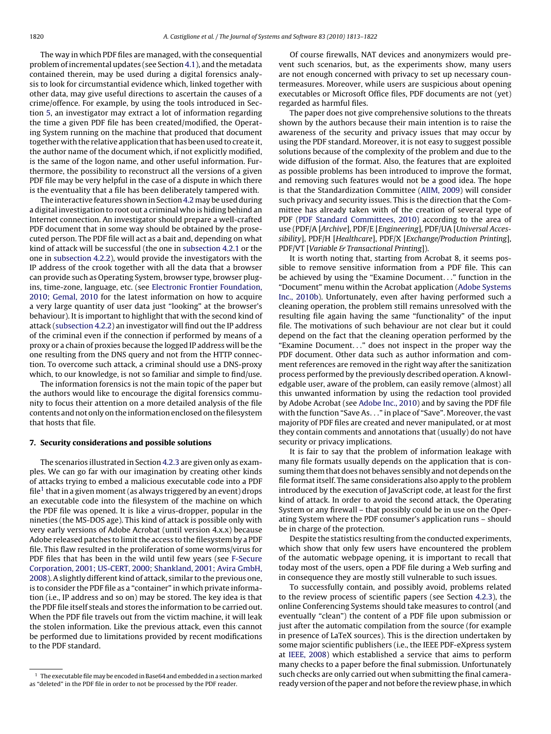The way in which PDF files are managed, with the consequential problem of incremental updates (see Section 4.1), and the metadata contained therein, may be used during a digital forensics analysis to look for circumstantial evidence which, linked together with other data, may give useful directions to ascertain the causes of a crime/offence. For example, by using the tools introduced in Section 5, an investigator may extract a lot of information regarding the time a given PDF file has been created/modified, the Operating System running on the machine that produced that document together with the relative application that has been used to create it, the author name of the document which, if not explicitly modified, is the same of the logon name, and other useful information. Furthermore, the possibility to reconstruct all the versions of a given PDF file may be very helpful in the case of a dispute in which there is the eventuality that a file has been deliberately tampered with.

The interactive features shown in Section 4.2 may be used during a digital investigation to root out a criminal who is hiding behind an Internet connection. An investigator should prepare a well-crafted PDF document that in some way should be obtained by the prosecuted person. The PDF file will act as a bait and, depending on what kind of attack will be successful (the one in subsection 4.2.1 or the one in subsection 4.2.2), would provide the investigators with the IP address of the crook together with all the data that a browser can provide such as Operating System, browser type, browser plugins, time-zone, language, etc. (see Electronic Frontier Foundation, 2010; Gemal, 2010 for the latest information on how to acquire a very large quantity of user data just "looking" at the browser's behaviour). It is important to highlight that with the second kind of attack (subsection 4.2.2) an investigator will find out the IP address of the criminal even if the connection if performed by means of a proxy or a chain of proxies because the logged IP address will be the one resulting from the DNS query and not from the HTTP connection. To overcome such attack, a criminal should use a DNS-proxy which, to our knowledge, is not so familiar and simple to find/use.

The information forensics is not the main topic of the paper but the authors would like to encourage the digital forensics community to focus their attention on a more detailed analysis of the file contents and not only on the information enclosed on the filesystem that hosts that file.

## 7. Security considerations and possible solutions

The scenarios illustrated in Section 4.2.3 are given only as examples. We can go far with our imagination by creating other kinds of attacks trying to embed a malicious executable code into a PDF file[1] that in a given moment (as always triggered by an event) drops an executable code into the filesystem of the machine on which the PDF file was opened. It is like a virus-dropper, popular in the nineties (the MS-DOS age). This kind of attack is possible only with very early versions of Adobe Acrobat (until version 4.x.x) because Adobe released patches to limit the access to the filesystem by a PDF file. This flaw resulted in the proliferation of some worms/virus for PDF files that has been in the wild until few years (see F-Secure Corporation, 2001; US-CERT, 2000; Shankland, 2001; Avira GmbH, 2008). A slightly different kind of attack, similar to the previous one, is to consider the PDF file as a "container" in which private information (i.e., IP address and so on) may be stored. The key idea is that the PDF file itself steals and stores the information to be carried out. When the PDF file travels out from the victim machine, it will leak the stolen information. Like the previous attack, even this cannot be performed due to limitations provided by recent modifications to the PDF standard.

Of course firewalls, NAT devices and anonymizers would prevent such scenarios, but, as the experiments show, many users are not enough concerned with privacy to set up necessary countermeasures. Moreover, while users are suspicious about opening executables or Microsoft Office files, PDF documents are not (yet) regarded as harmful files.

The paper does not give comprehensive solutions to the threats shown by the authors because their main intention is to raise the awareness of the security and privacy issues that may occur by using the PDF standard. Moreover, it is not easy to suggest possible solutions because of the complexity of the problem and due to the wide diffusion of the format. Also, the features that are exploited as possible problems has been introduced to improve the format, and removing such features would not be a good idea. The hope is that the Standardization Committee (AIIM, 2009) will consider such privacy and security issues. This is the direction that the Committee has already taken with of the creation of several type of PDF (PDF Standard Committees, 2010) according to the area of use (PDF/A [*Archive*], PDF/E [*Engineering*], PDF/UA [*Universal Accessibility*], PDF/H [*Healthcare*], PDF/X [*Exchange/Production Printing*], PDF/VT [*Variable & Transactional Printing*]).

It is worth noting that, starting from Acrobat 8, it seems possible to remove sensitive information from a PDF file. This can be achieved by using the "Examine Document..." function in the "Document" menu within the Acrobat application (Adobe Systems Inc., 2010b). Unfortunately, even after having performed such a cleaning operation, the problem still remains unresolved with the resulting file again having the same "functionality" of the input file. The motivations of such behaviour are not clear but it could depend on the fact that the cleaning operation performed by the "Examine Document..." does not inspect in the proper way the PDF document. Other data such as author information and comment references are removed in the right way after the sanitization process performed by the previously described operation. A knowledgeable user, aware of the problem, can easily remove (almost) all this unwanted information by using the redaction tool provided by Adobe Acrobat (see Adobe Inc., 2010) and by saving the PDF file with the function "Save As..." in place of "Save". Moreover, the vast majority of PDF files are created and never manipulated, or at most they contain comments and annotations that (usually) do not have security or privacy implications.

It is fair to say that the problem of information leakage with many file formats usually depends on the application that is consuming them that does not behaves sensibly and not depends on the file format itself. The same considerations also apply to the problem introduced by the execution of JavaScript code, at least for the first kind of attack. In order to avoid the second attack, the Operating System or any firewall – that possibly could be in use on the Operating System where the PDF consumer's application runs – should be in charge of the protection.

Despite the statistics resulting from the conducted experiments, which show that only few users have encountered the problem of the automatic webpage opening, it is important to recall that today most of the users, open a PDF file during a Web surfing and in consequence they are mostly still vulnerable to such issues.

To successfully contain, and possibly avoid, problems related to the review process of scientific papers (see Section 4.2.3), the online Conferencing Systems should take measures to control (and eventually "clean") the content of a PDF file upon submission or just after the automatic compilation from the source (for example in presence of LaTeX sources). This is the direction undertaken by some major scientific publishers (i.e., the IEEE PDF-eXpress system at IEEE, 2008) which established a service that aims to perform many checks to a paper before the final submission. Unfortunately such checks are only carried out when submitting the final camera-ready version of the paper and not before the review phase, in which

[1] The executable file may be encoded in Base64 and embedded in a section marked as "deleted" in the PDF file in order to not be processed by the PDF reader.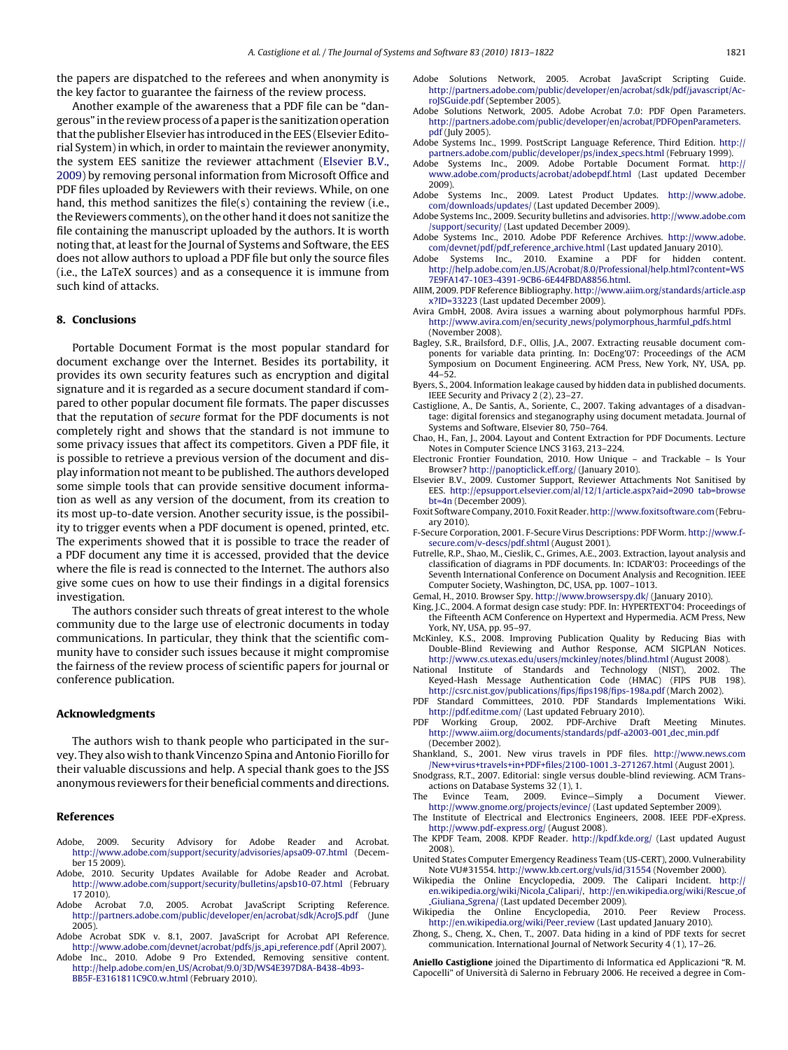the papers are dispatched to the referees and when anonymity is the key factor to guarantee the fairness of the review process.

Another example of the awareness that a PDF file can be "dangerous" in the review process of a paper is the sanitization operation that the publisher Elsevier has introduced in the EES (Elsevier Editorial System) in which, in order to maintain the reviewer anonymity, the system EES sanitize the reviewer attachment (Elsevier B.V., 2009) by removing personal information from Microsoft Office and PDF files uploaded by Reviewers with their reviews. While, on one hand, this method sanitizes the file(s) containing the review (i.e., the Reviewers comments), on the other hand it does not sanitize the file containing the manuscript uploaded by the authors. It is worth noting that, at least for the Journal of Systems and Software, the EES does not allow authors to upload a PDF file but only the source files (i.e., the LaTeX sources) and as a consequence it is immune from such kind of attacks.

## 8. Conclusions

Portable Document Format is the most popular standard for document exchange over the Internet. Besides its portability, it provides its own security features such as encryption and digital signature and it is regarded as a secure document standard if compared to other popular document file formats. The paper discusses that the reputation of *secure* format for the PDF documents is not completely right and shows that the standard is not immune to some privacy issues that affect its competitors. Given a PDF file, it is possible to retrieve a previous version of the document and display information not meant to be published. The authors developed some simple tools that can provide sensitive document information as well as any version of the document, from its creation to its most up-to-date version. Another security issue, is the possibility to trigger events when a PDF document is opened, printed, etc. The experiments showed that it is possible to trace the reader of a PDF document any time it is accessed, provided that the device where the file is read is connected to the Internet. The authors also give some cues on how to use their findings in a digital forensics investigation.

The authors consider such threats of great interest to the whole community due to the large use of electronic documents in today communications. In particular, they think that the scientific community have to consider such issues because it might compromise the fairness of the review process of scientific papers for journal or conference publication.

## Acknowledgments

The authors wish to thank people who participated in the survey. They also wish to thank Vincenzo Spina and Antonio Fiorillo for their valuable discussions and help. A special thank goes to the JSS anonymous reviewers for their beneficial comments and directions.

## References

Adobe, 2009. Security Advisory for Adobe Reader and Acrobat. http://www.adobe.com/support/security/advisories/apsa09-07.html (December 15 2009).

Adobe, 2010. Security Updates Available for Adobe Reader and Acrobat. http://www.adobe.com/support/security/bulletins/apsb10-07.html (February 17 2010).

Adobe Acrobat 7.0, 2005. Acrobat JavaScript Scripting Reference. http://partners.adobe.com/public/developer/en/acrobat/sdk/AcroJS.pdf (June 2005).

Adobe Acrobat SDK v. 8.1, 2007. JavaScript for Acrobat API Reference. http://www.adobe.com/devnet/acrobat/pdfs/js_api_reference.pdf (April 2007).

Adobe Inc., 2010. Adobe 9 Pro Extended, Removing sensitive content. http://help.adobe.com/en_US/Acrobat/9.0/3D/WS4E397D8A-B438-4b93-BB5F-E3161811C9C0.w.html (February 2010).

Adobe Solutions Network, 2005. Acrobat JavaScript Scripting Guide. http://partners.adobe.com/public/developer/en/acrobat/sdk/pdf/javascript/AcroJSGuide.pdf (September 2005).

Adobe Solutions Network, 2005. Adobe Acrobat 7.0: PDF Open Parameters. http://partners.adobe.com/public/developer/en/acrobat/PDFOpenParameters.pdf (July 2005).

Adobe Systems Inc., 1999. PostScript Language Reference, Third Edition. http://partners.adobe.com/public/developer/ps/index_specs.html (February 1999).

Adobe Systems Inc., 2009. Adobe Portable Document Format. http://www.adobe.com/products/acrobat/adobepdf.html (Last updated December 2009).

Adobe Systems Inc., 2009. Latest Product Updates. http://www.adobe.com/downloads/updates/ (Last updated December 2009).

Adobe Systems Inc., 2009. Security bulletins and advisories. http://www.adobe.com/support/security/ (Last updated December 2009).

Adobe Systems Inc., 2010. Adobe PDF Reference Archives. http://www.adobe.com/devnet/pdf/pdf_reference_archive.html (Last updated January 2010).

Adobe Systems Inc., 2010. Examine a PDF for hidden content. http://help.adobe.com/en_US/Acrobat/8.0/Professional/help.html?content=WS7E9FA147-10E3-4391-9CB6-6E44FBDA8856.html.

AIIM, 2009. PDF Reference Bibliography. http://www.aiim.org/standards/article.aspx?ID=33223 (Last updated December 2009).

Avira GmbH, 2008. Avira issues a warning about polymorphous harmful PDFs. http://www.avira.com/en/security_news/polymorphous_harmful_pdfs.html (November 2008).

Bagley, S.R., Brailsford, D.F., Ollis, J.A., 2007. Extracting reusable document components for variable data printing. In: DocEng'07: Proceedings of the ACM Symposium on Document Engineering. ACM Press, New York, NY, USA, pp. 44–52.

Byers, S., 2004. Information leakage caused by hidden data in published documents. IEEE Security and Privacy 2 (2), 23–27.

Castiglione, A., De Santis, A., Soriente, C., 2007. Taking advantages of a disadvantage: digital forensics and steganography using document metadata. Journal of Systems and Software, Elsevier 80, 750–764.

Chao, H., Fan, J., 2004. Layout and Content Extraction for PDF Documents. Lecture Notes in Computer Science LNCS 3163, 213–224.

Electronic Frontier Foundation, 2010. How Unique – and Trackable – Is Your Browser? http://panopticlick.eff.org/ (January 2010).

Elsevier B.V., 2009. Customer Support, Reviewer Attachments Not Sanitised by EES. http://epsupport.elsevier.com/al/12/1/article.aspx?aid=2090 tab=browse bt=4n (December 2009).

Foxit Software Company, 2010. Foxit Reader. http://www.foxitsoftware.com (February 2010).

F-Secure Corporation, 2001. F-Secure Virus Descriptions: PDF Worm. http://www.f-secure.com/v-descs/pdf.shtml (August 2001).

Futrelle, R.P., Shao, M., Cieslik, C., Grimes, A.E., 2003. Extraction, layout analysis and classification of diagrams in PDF documents. In: ICDAR'03: Proceedings of the Seventh International Conference on Document Analysis and Recognition. IEEE Computer Society, Washington, DC, USA, pp. 1007–1013.

Gemal, H., 2010. Browser Spy. http://www.browserspy.dk/ (January 2010).

King, J.C., 2004. A format design case study: PDF. In: HYPERTEXT'04: Proceedings of the Fifteenth ACM Conference on Hypertext and Hypermedia. ACM Press, New York, NY, USA, pp. 95–97.

McKinley, K.S., 2008. Improving Publication Quality by Reducing Bias with Double-Blind Reviewing and Author Response, ACM SIGPLAN Notices. http://www.cs.utexas.edu/users/mckinley/notes/blind.html (August 2008).

National Institute of Standards and Technology (NIST), 2002. The Keyed-Hash Message Authentication Code (HMAC) (FIPS PUB 198). http://csrc.nist.gov/publications/fips/fips198/fips-198a.pdf (March 2002).

PDF Standard Committees, 2010. PDF Standards Implementations Wiki. http://pdf.editme.com/ (Last updated February 2010).

PDF Working Group, 2002. PDF-Archive Draft Meeting Minutes. http://www.aiim.org/documents/standards/pdf-a2003-001_dec_min.pdf (December 2002).

Shankland, S., 2001. New virus travels in PDF files. http://www.news.com/New+virus+travels+in+PDF+files/2100-1001_3-271267.html (August 2001).

Snodgrass, R.T., 2007. Editorial: single versus double-blind reviewing. ACM Transactions on Database Systems 32 (1), 1.

The Evince Team, 2009. Evince—Simply a Document Viewer. http://www.gnome.org/projects/evince/ (Last updated September 2009).

The Institute of Electrical and Electronics Engineers, 2008. IEEE PDF-eXpress. http://www.pdf-express.org/ (August 2008).

The KPDF Team, 2008. KPDF Reader. http://kpdf.kde.org/ (Last updated August 2008).

United States Computer Emergency Readiness Team (US-CERT), 2000. Vulnerability Note VU#31554. http://www.kb.cert.org/vuls/id/31554 (November 2000).

Wikipedia the Online Encyclopedia, 2009. The Calipari Incident. http://en.wikipedia.org/wiki/Nicola_Calipari/, http://en.wikipedia.org/wiki/Rescue_of_Giuliana_Sgrena/ (Last updated December 2009).

Wikipedia the Online Encyclopedia, 2010. Peer Review Process. http://en.wikipedia.org/wiki/Peer_review (Last updated January 2010).

Zhong, S., Cheng, X., Chen, T., 2007. Data hiding in a kind of PDF texts for secret communication. International Journal of Network Security 4 (1), 17–26.

**Aniello Castiglione** joined the Dipartimento di Informatica ed Applicazioni "R. M. Capocelli" of Università di Salerno in February 2006. He received a degree in Com-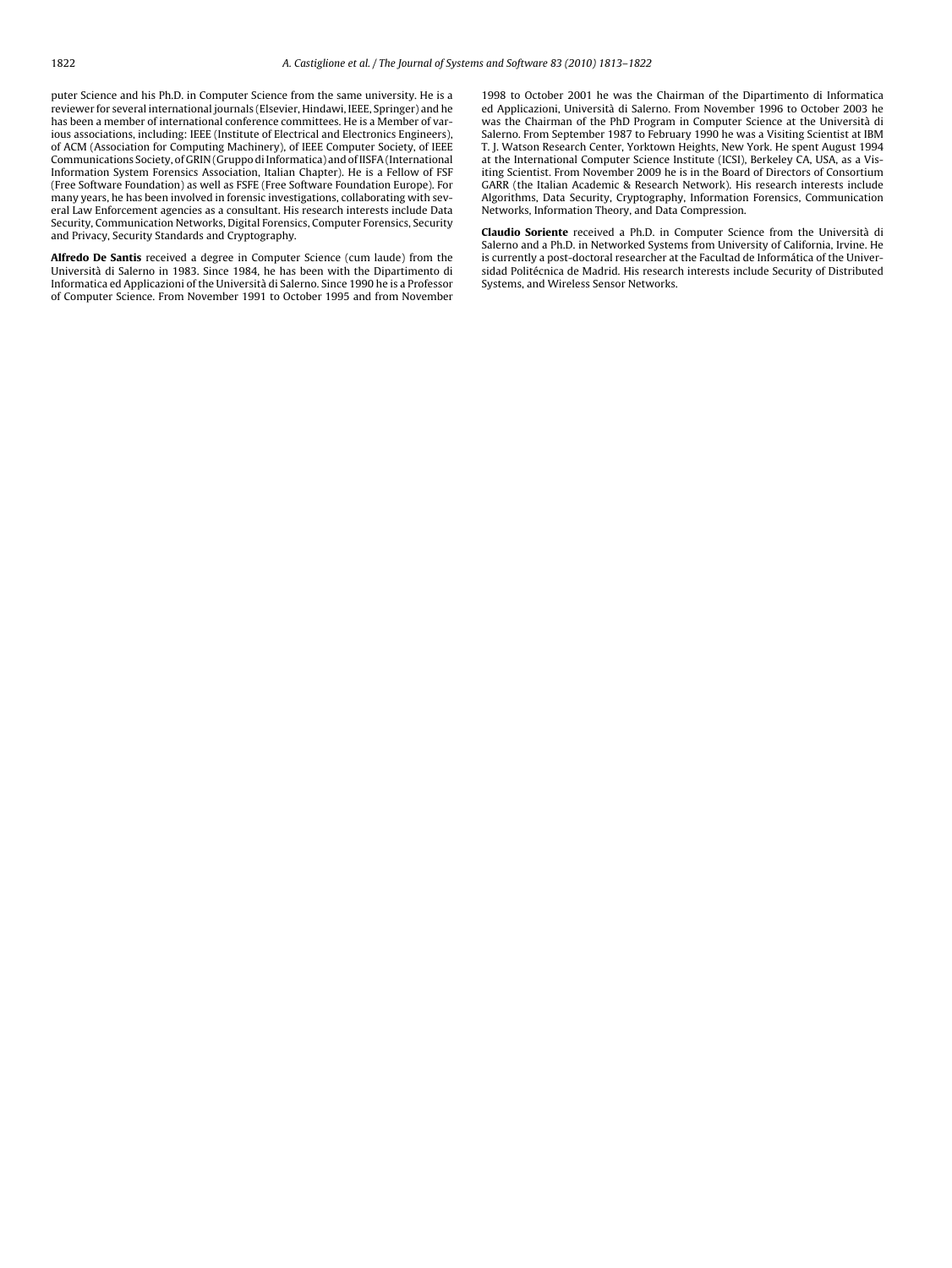puter Science and his Ph.D. in Computer Science from the same university. He is a reviewer for several international journals (Elsevier, Hindawi, IEEE, Springer) and he has been a member of international conference committees. He is a Member of various associations, including: IEEE (Institute of Electrical and Electronics Engineers), of ACM (Association for Computing Machinery), of IEEE Computer Society, of IEEE Communications Society, of GRIN (Gruppo di Informatica) and of IISFA (International Information System Forensics Association, Italian Chapter). He is a Fellow of FSF (Free Software Foundation) as well as FSFE (Free Software Foundation Europe). For many years, he has been involved in forensic investigations, collaborating with several Law Enforcement agencies as a consultant. His research interests include Data Security, Communication Networks, Digital Forensics, Computer Forensics, Security and Privacy, Security Standards and Cryptography.

**Alfredo De Santis** received a degree in Computer Science (cum laude) from the Università di Salerno in 1983. Since 1984, he has been with the Dipartimento di Informatica ed Applicazioni of the Università di Salerno. Since 1990 he is a Professor of Computer Science. From November 1991 to October 1995 and from November 1998 to October 2001 he was the Chairman of the Dipartimento di Informatica ed Applicazioni, Università di Salerno. From November 1996 to October 2003 he was the Chairman of the PhD Program in Computer Science at the Università di Salerno. From September 1987 to February 1990 he was a Visiting Scientist at IBM T. J. Watson Research Center, Yorktown Heights, New York. He spent August 1994 at the International Computer Science Institute (ICSI), Berkeley CA, USA, as a Visiting Scientist. From November 2009 he is in the Board of Directors of Consortium GARR (the Italian Academic & Research Network). His research interests include Algorithms, Data Security, Cryptography, Information Forensics, Communication Networks, Information Theory, and Data Compression.

**Claudio Soriente** received a Ph.D. in Computer Science from the Università di Salerno and a Ph.D. in Networked Systems from University of California, Irvine. He is currently a post-doctoral researcher at the Facultad de Informática of the Universidad Politécnica de Madrid. His research interests include Security of Distributed Systems, and Wireless Sensor Networks.